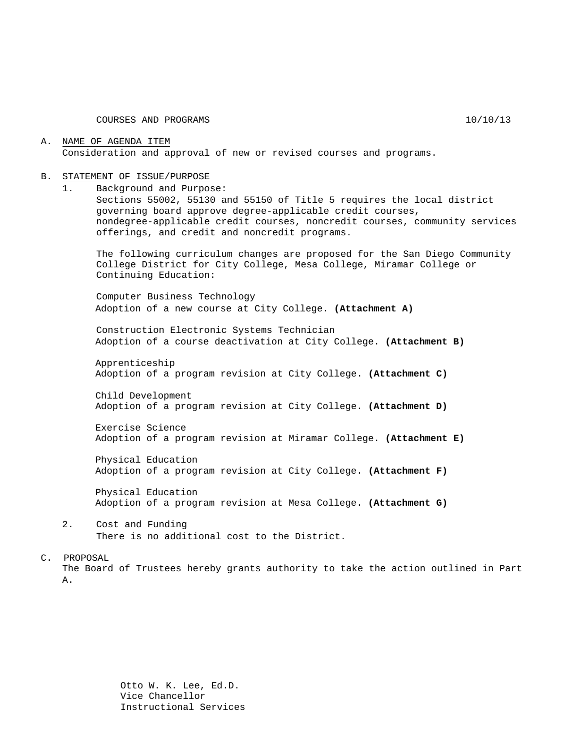COURSES AND PROGRAMS 10/10/13

A. NAME OF AGENDA ITEM
Consideration and approval of new or revised courses and programs.

B. STATEMENT OF ISSUE/PURPOSE

1. Background and Purpose:
Sections 55002, 55130 and 55150 of Title 5 requires the local district governing board approve degree-applicable credit courses, nondegree-applicable credit courses, noncredit courses, community services offerings, and credit and noncredit programs.

The following curriculum changes are proposed for the San Diego Community College District for City College, Mesa College, Miramar College or Continuing Education:

Computer Business Technology
Adoption of a new course at City College. **(Attachment A)**

Construction Electronic Systems Technician
Adoption of a course deactivation at City College. **(Attachment B)**

Apprenticeship
Adoption of a program revision at City College. **(Attachment C)**

Child Development
Adoption of a program revision at City College. **(Attachment D)**

Exercise Science
Adoption of a program revision at Miramar College. **(Attachment E)**

Physical Education
Adoption of a program revision at City College. **(Attachment F)**

Physical Education
Adoption of a program revision at Mesa College. **(Attachment G)**

2. Cost and Funding
There is no additional cost to the District.

C. PROPOSAL
The Board of Trustees hereby grants authority to take the action outlined in Part A.

Otto W. K. Lee, Ed.D.
Vice Chancellor
Instructional Services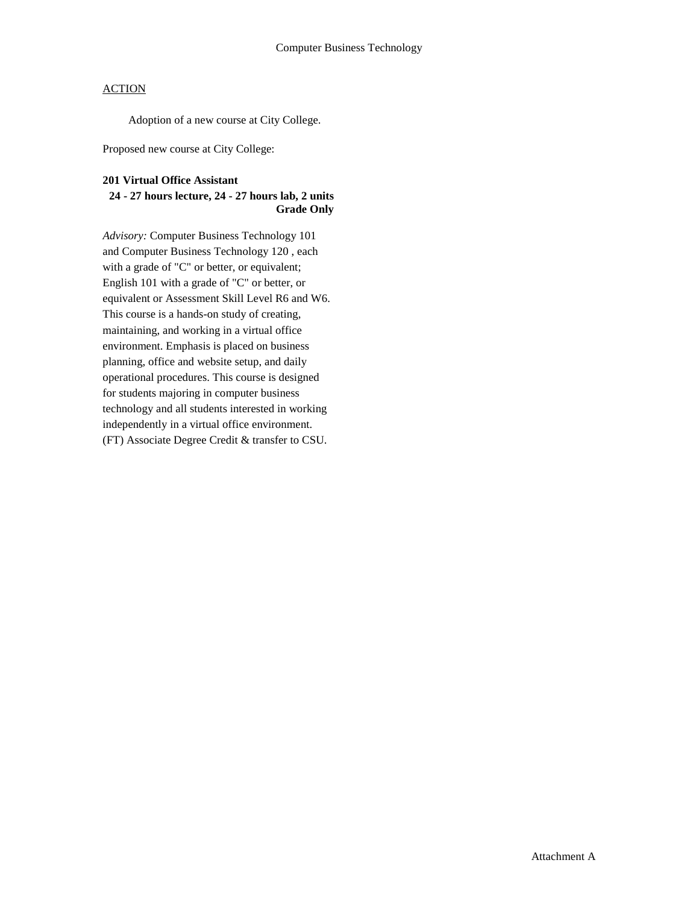# Computer Business Technology

ACTION

Adoption of a new course at City College.

Proposed new course at City College:

**201 Virtual Office Assistant**
**24 - 27 hours lecture, 24 - 27 hours lab, 2 units**
**Grade Only**

*Advisory:* Computer Business Technology 101 and Computer Business Technology 120 , each with a grade of "C" or better, or equivalent; English 101 with a grade of "C" or better, or equivalent or Assessment Skill Level R6 and W6. This course is a hands-on study of creating, maintaining, and working in a virtual office environment. Emphasis is placed on business planning, office and website setup, and daily operational procedures. This course is designed for students majoring in computer business technology and all students interested in working independently in a virtual office environment. (FT) Associate Degree Credit & transfer to CSU.

Attachment A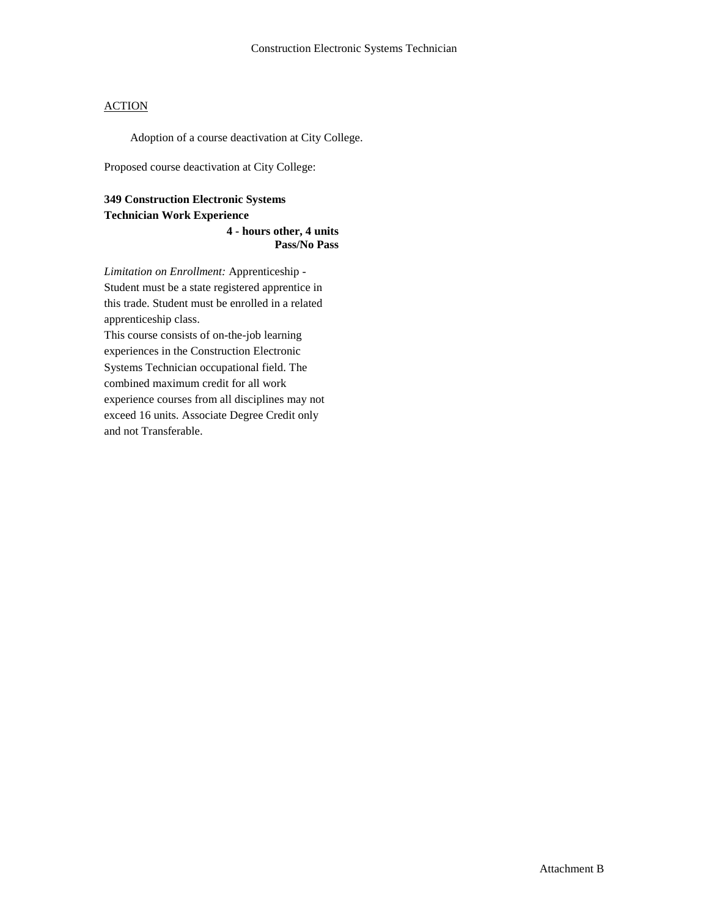Construction Electronic Systems Technician

<u>ACTION</u>

Adoption of a course deactivation at City College.

Proposed course deactivation at City College:

**349 Construction Electronic Systems Technician Work Experience**
**4 - hours other, 4 units**
**Pass/No Pass**

*Limitation on Enrollment:* Apprenticeship - Student must be a state registered apprentice in this trade. Student must be enrolled in a related apprenticeship class.
This course consists of on-the-job learning experiences in the Construction Electronic Systems Technician occupational field. The combined maximum credit for all work experience courses from all disciplines may not exceed 16 units. Associate Degree Credit only and not Transferable.

Attachment B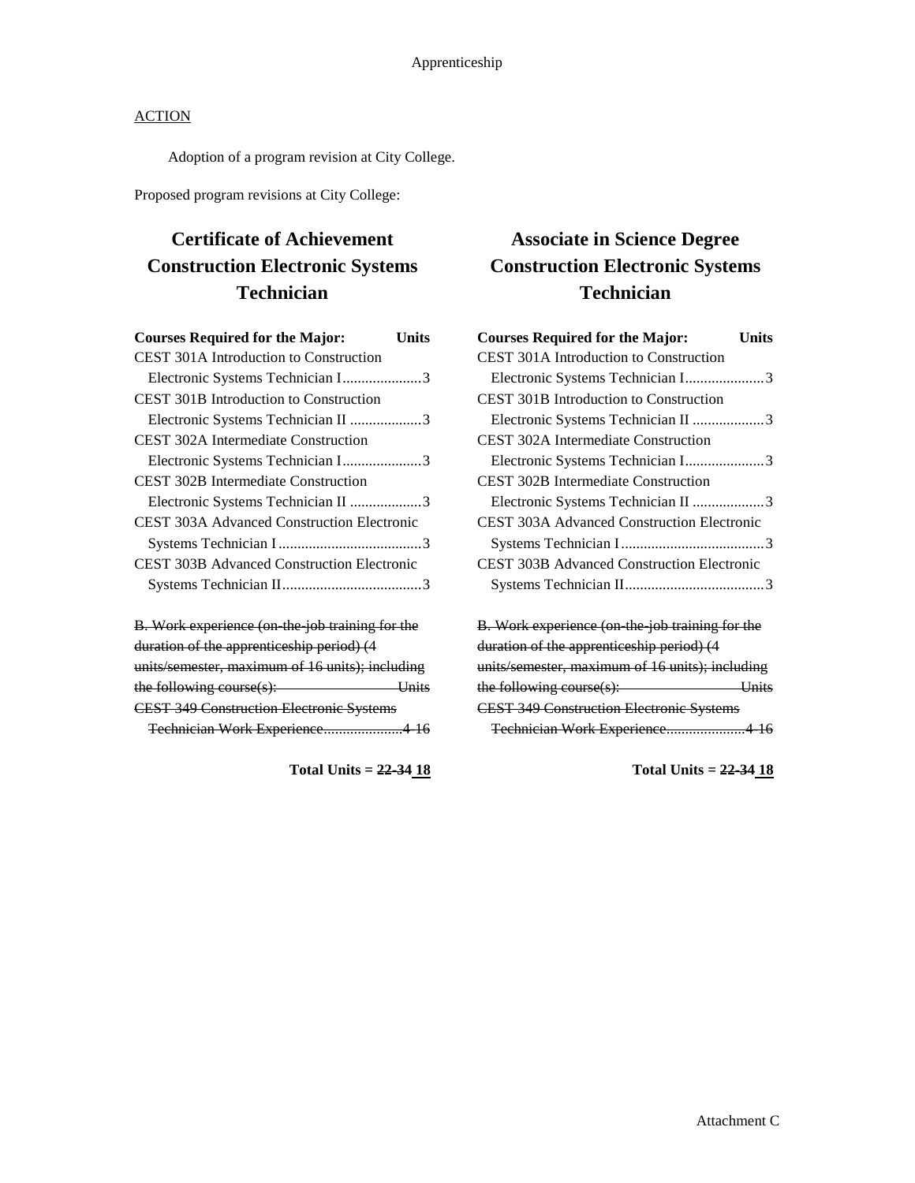<u>ACTION</u>

Adoption of a program revision at City College.

Proposed program revisions at City College:

## Certificate of Achievement Construction Electronic Systems Technician

| Courses Required for the Major: | Units |
|---|---|
| CEST 301A Introduction to Construction Electronic Systems Technician I | 3 |
| CEST 301B Introduction to Construction Electronic Systems Technician II | 3 |
| CEST 302A Intermediate Construction Electronic Systems Technician I | 3 |
| CEST 302B Intermediate Construction Electronic Systems Technician II | 3 |
| CEST 303A Advanced Construction Electronic Systems Technician I | 3 |
| CEST 303B Advanced Construction Electronic Systems Technician II | 3 |

~~B. Work experience (on-the-job training for the duration of the apprenticeship period) (4 units/semester, maximum of 16 units); including the following course(s): Units~~
~~CEST 349 Construction Electronic Systems Technician Work Experience....................4-16~~

**Total Units = ~~22-34~~ <u>18</u>**

## Associate in Science Degree Construction Electronic Systems Technician

| Courses Required for the Major: | Units |
|---|---|
| CEST 301A Introduction to Construction Electronic Systems Technician I | 3 |
| CEST 301B Introduction to Construction Electronic Systems Technician II | 3 |
| CEST 302A Intermediate Construction Electronic Systems Technician I | 3 |
| CEST 302B Intermediate Construction Electronic Systems Technician II | 3 |
| CEST 303A Advanced Construction Electronic Systems Technician I | 3 |
| CEST 303B Advanced Construction Electronic Systems Technician II | 3 |

~~B. Work experience (on-the-job training for the duration of the apprenticeship period) (4 units/semester, maximum of 16 units); including the following course(s): Units~~
~~CEST 349 Construction Electronic Systems Technician Work Experience....................4-16~~

**Total Units = ~~22-34~~ <u>18</u>**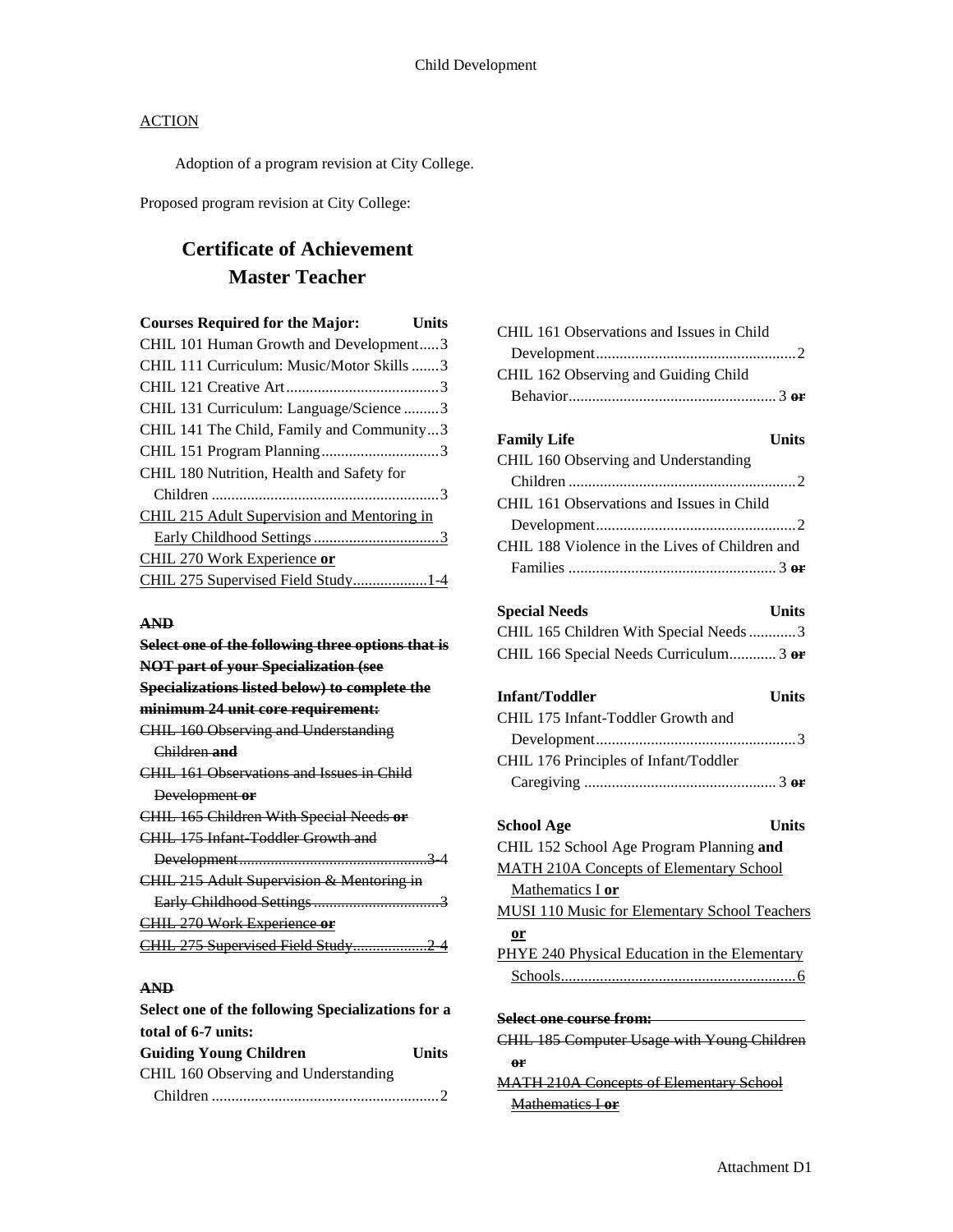## ACTION

Adoption of a program revision at City College.

Proposed program revision at City College:

# Certificate of Achievement
# Master Teacher

| Courses Required for the Major: | Units |
|---|---|
| CHIL 101 Human Growth and Development | 3 |
| CHIL 111 Curriculum: Music/Motor Skills | 3 |
| CHIL 121 Creative Art | 3 |
| CHIL 131 Curriculum: Language/Science | 3 |
| CHIL 141 The Child, Family and Community | 3 |
| CHIL 151 Program Planning | 3 |
| CHIL 180 Nutrition, Health and Safety for Children | 3 |
| CHIL 215 Adult Supervision and Mentoring in Early Childhood Settings | 3 |
| CHIL 270 Work Experience **or** | |
| CHIL 275 Supervised Field Study | 1-4 |

~~**AND**~~

~~**Select one of the following three options that is NOT part of your Specialization (see Specializations listed below) to complete the minimum 24 unit core requirement:**~~

| | |
|---|---|
| ~~CHIL 160 Observing and Understanding Children **and**~~ | |
| ~~CHIL 161 Observations and Issues in Child Development **or**~~ | |
| ~~CHIL 165 Children With Special Needs **or**~~ | |
| ~~CHIL 175 Infant-Toddler Growth and Development~~ | ~~3-4~~ |
| ~~CHIL 215 Adult Supervision & Mentoring in Early Childhood Settings~~ | ~~3~~ |
| ~~CHIL 270 Work Experience **or**~~ | |
| ~~CHIL 275 Supervised Field Study~~ | ~~2-4~~ |

~~**AND**~~

**Select one of the following Specializations for a total of 6-7 units:**

| Guiding Young Children | Units |
|---|---|
| CHIL 160 Observing and Understanding Children | 2 |
| CHIL 161 Observations and Issues in Child Development | 2 |
| CHIL 162 Observing and Guiding Child Behavior | 3 ~~**or**~~ |

| Family Life | Units |
|---|---|
| CHIL 160 Observing and Understanding Children | 2 |
| CHIL 161 Observations and Issues in Child Development | 2 |
| CHIL 188 Violence in the Lives of Children and Families | 3 ~~**or**~~ |

| Special Needs | Units |
|---|---|
| CHIL 165 Children With Special Needs | 3 |
| CHIL 166 Special Needs Curriculum | 3 ~~**or**~~ |

| Infant/Toddler | Units |
|---|---|
| CHIL 175 Infant-Toddler Growth and Development | 3 |
| CHIL 176 Principles of Infant/Toddler Caregiving | 3 ~~**or**~~ |

| School Age | Units |
|---|---|
| CHIL 152 School Age Program Planning **and** | |
| MATH 210A Concepts of Elementary School Mathematics I **or** | |
| MUSI 110 Music for Elementary School Teachers **or** | |
| PHYE 240 Physical Education in the Elementary Schools | 6 |

~~**Select one course from:**~~

~~CHIL 185 Computer Usage with Young Children **or**~~

~~MATH 210A Concepts of Elementary School Mathematics I **or**~~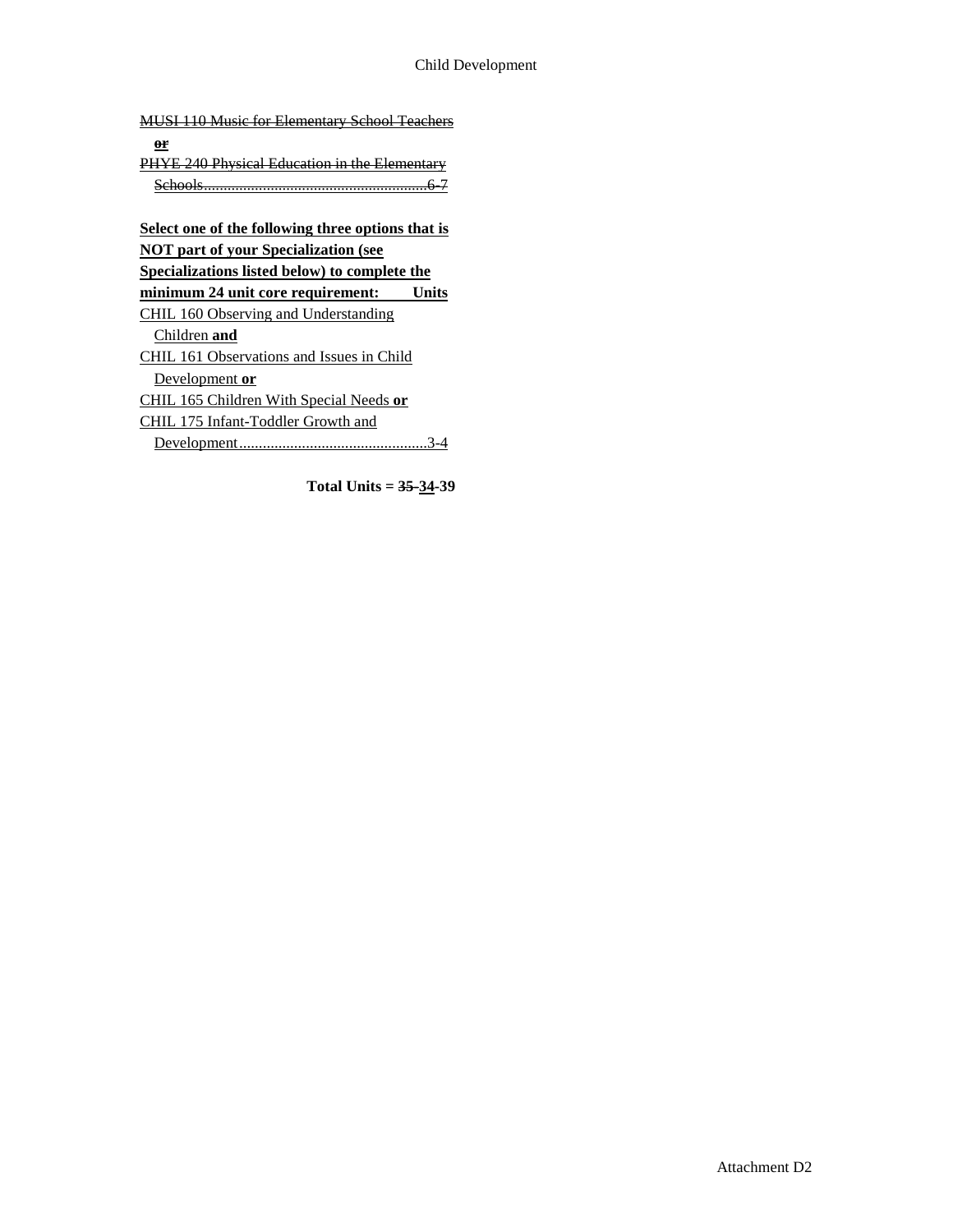~~MUSI 110 Music for Elementary School Teachers~~
~~**or**~~
~~PHYE 240 Physical Education in the Elementary Schools..........................................................6-7~~

**Select one of the following three options that is NOT part of your Specialization (see Specializations listed below) to complete the minimum 24 unit core requirement: Units**

CHIL 160 Observing and Understanding Children **and**
CHIL 161 Observations and Issues in Child Development **or**
CHIL 165 Children With Special Needs **or**
CHIL 175 Infant-Toddler Growth and Development................................................3-4

**Total Units = ~~35~~ 34-39**

Attachment D2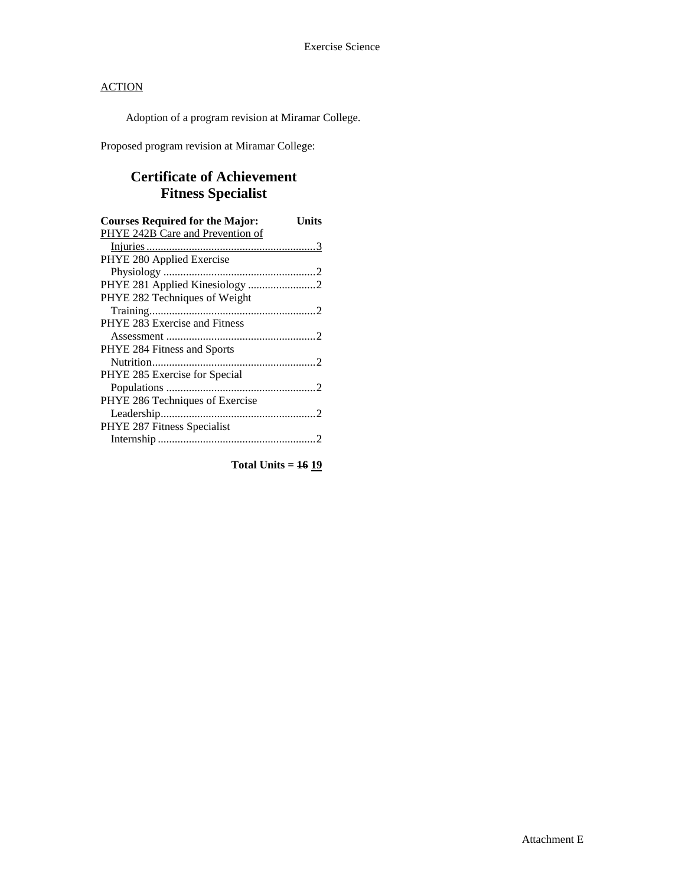ACTION

Adoption of a program revision at Miramar College.

Proposed program revision at Miramar College:

## Certificate of Achievement
## Fitness Specialist

| Courses Required for the Major: | Units |
|---|---|
| PHYE 242B Care and Prevention of Injuries | 3 |
| PHYE 280 Applied Exercise Physiology | 2 |
| PHYE 281 Applied Kinesiology | 2 |
| PHYE 282 Techniques of Weight Training | 2 |
| PHYE 283 Exercise and Fitness Assessment | 2 |
| PHYE 284 Fitness and Sports Nutrition | 2 |
| PHYE 285 Exercise for Special Populations | 2 |
| PHYE 286 Techniques of Exercise Leadership | 2 |
| PHYE 287 Fitness Specialist Internship | 2 |

**Total Units = ~~16~~ 19**

Attachment E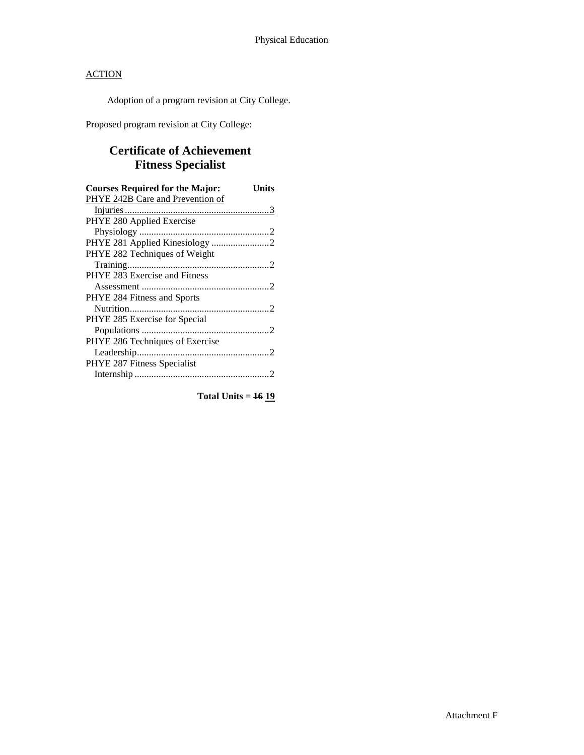Physical Education

ACTION

Adoption of a program revision at City College.

Proposed program revision at City College:

## Certificate of Achievement
## Fitness Specialist

| Courses Required for the Major: | Units |
|---|---|
| <u>PHYE 242B Care and Prevention of Injuries</u> | <u>3</u> |
| PHYE 280 Applied Exercise Physiology | 2 |
| PHYE 281 Applied Kinesiology | 2 |
| PHYE 282 Techniques of Weight Training | 2 |
| PHYE 283 Exercise and Fitness Assessment | 2 |
| PHYE 284 Fitness and Sports Nutrition | 2 |
| PHYE 285 Exercise for Special Populations | 2 |
| PHYE 286 Techniques of Exercise Leadership | 2 |
| PHYE 287 Fitness Specialist Internship | 2 |

**Total Units = ~~16~~ <u>19</u>**

Attachment F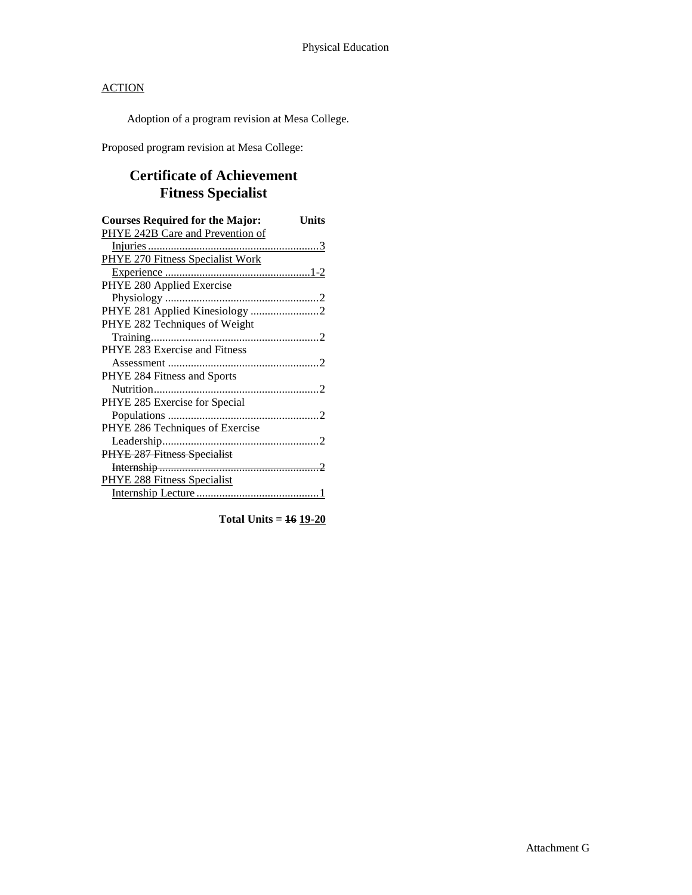Physical Education

ACTION

Adoption of a program revision at Mesa College.

Proposed program revision at Mesa College:

## Certificate of Achievement
## Fitness Specialist

| Courses Required for the Major: | Units |
|---|---|
| <u>PHYE 242B Care and Prevention of Injuries</u> | <u>3</u> |
| <u>PHYE 270 Fitness Specialist Work Experience</u> | <u>1-2</u> |
| PHYE 280 Applied Exercise Physiology | 2 |
| PHYE 281 Applied Kinesiology | 2 |
| PHYE 282 Techniques of Weight Training | 2 |
| PHYE 283 Exercise and Fitness Assessment | 2 |
| PHYE 284 Fitness and Sports Nutrition | 2 |
| PHYE 285 Exercise for Special Populations | 2 |
| PHYE 286 Techniques of Exercise Leadership | 2 |
| ~~PHYE 287 Fitness Specialist Internship~~ | ~~2~~ |
| <u>PHYE 288 Fitness Specialist Internship Lecture</u> | <u>1</u> |

**Total Units = ~~16~~ <u>19-20</u>**

Attachment G